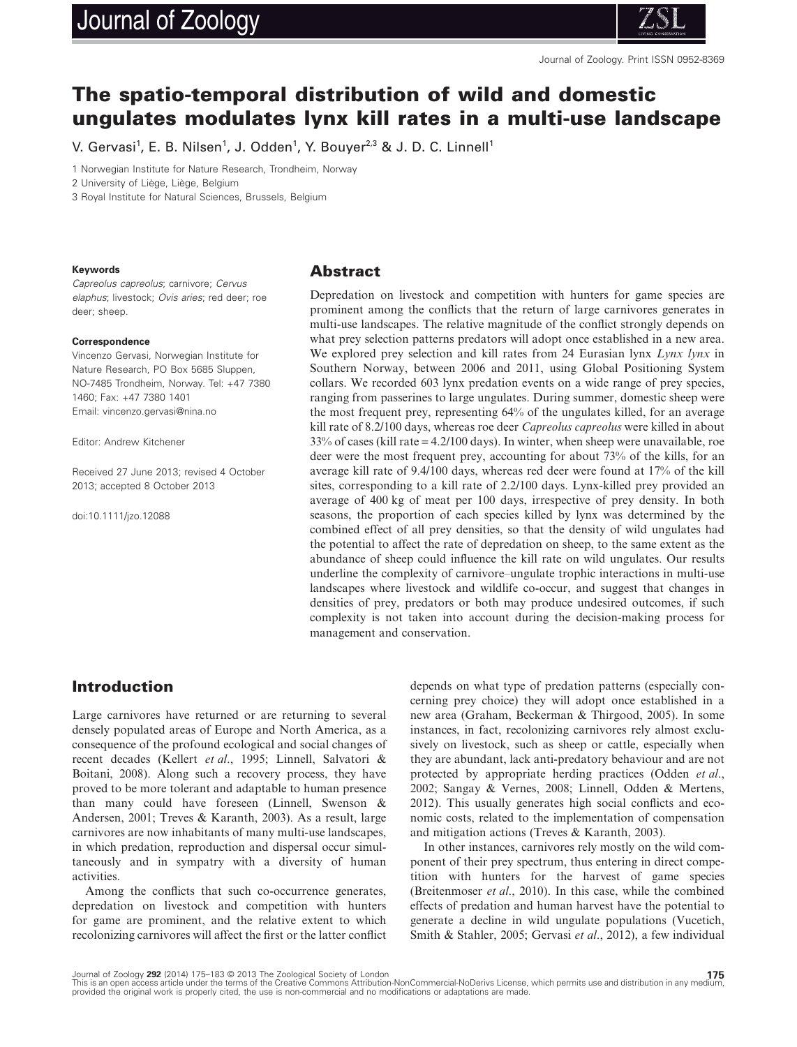# The spatio-temporal distribution of wild and domestic ungulates modulates lynx kill rates in a multi-use landscape

V. Gervasi[1], E. B. Nilsen[1], J. Odden[1], Y. Bouyer[2,3] & J. D. C. Linnell[1]

1 Norwegian Institute for Nature Research, Trondheim, Norway
2 University of Liège, Liège, Belgium
3 Royal Institute for Natural Sciences, Brussels, Belgium

**Keywords**

*Capreolus capreolus*; carnivore; *Cervus elaphus*; livestock; *Ovis aries*; red deer; roe deer; sheep.

**Correspondence**

Vincenzo Gervasi, Norwegian Institute for Nature Research, PO Box 5685 Sluppen, NO-7485 Trondheim, Norway. Tel: +47 7380 1460; Fax: +47 7380 1401
Email: vincenzo.gervasi@nina.no

Editor: Andrew Kitchener

Received 27 June 2013; revised 4 October 2013; accepted 8 October 2013

doi:10.1111/jzo.12088

## Abstract

Depredation on livestock and competition with hunters for game species are prominent among the conflicts that the return of large carnivores generates in multi-use landscapes. The relative magnitude of the conflict strongly depends on what prey selection patterns predators will adopt once established in a new area. We explored prey selection and kill rates from 24 Eurasian lynx *Lynx lynx* in Southern Norway, between 2006 and 2011, using Global Positioning System collars. We recorded 603 lynx predation events on a wide range of prey species, ranging from passerines to large ungulates. During summer, domestic sheep were the most frequent prey, representing 64% of the ungulates killed, for an average kill rate of 8.2/100 days, whereas roe deer *Capreolus capreolus* were killed in about 33% of cases (kill rate = 4.2/100 days). In winter, when sheep were unavailable, roe deer were the most frequent prey, accounting for about 73% of the kills, for an average kill rate of 9.4/100 days, whereas red deer were found at 17% of the kill sites, corresponding to a kill rate of 2.2/100 days. Lynx-killed prey provided an average of 400 kg of meat per 100 days, irrespective of prey density. In both seasons, the proportion of each species killed by lynx was determined by the combined effect of all prey densities, so that the density of wild ungulates had the potential to affect the rate of depredation on sheep, to the same extent as the abundance of sheep could influence the kill rate on wild ungulates. Our results underline the complexity of carnivore–ungulate trophic interactions in multi-use landscapes where livestock and wildlife co-occur, and suggest that changes in densities of prey, predators or both may produce undesired outcomes, if such complexity is not taken into account during the decision-making process for management and conservation.

## Introduction

Large carnivores have returned or are returning to several densely populated areas of Europe and North America, as a consequence of the profound ecological and social changes of recent decades (Kellert *et al*., 1995; Linnell, Salvatori & Boitani, 2008). Along such a recovery process, they have proved to be more tolerant and adaptable to human presence than many could have foreseen (Linnell, Swenson & Andersen, 2001; Treves & Karanth, 2003). As a result, large carnivores are now inhabitants of many multi-use landscapes, in which predation, reproduction and dispersal occur simultaneously and in sympatry with a diversity of human activities.

Among the conflicts that such co-occurrence generates, depredation on livestock and competition with hunters for game are prominent, and the relative extent to which recolonizing carnivores will affect the first or the latter conflict depends on what type of predation patterns (especially concerning prey choice) they will adopt once established in a new area (Graham, Beckerman & Thirgood, 2005). In some instances, in fact, recolonizing carnivores rely almost exclusively on livestock, such as sheep or cattle, especially when they are abundant, lack anti-predatory behaviour and are not protected by appropriate herding practices (Odden *et al*., 2002; Sangay & Vernes, 2008; Linnell, Odden & Mertens, 2012). This usually generates high social conflicts and economic costs, related to the implementation of compensation and mitigation actions (Treves & Karanth, 2003).

In other instances, carnivores rely mostly on the wild component of their prey spectrum, thus entering in direct competition with hunters for the harvest of game species (Breitenmoser *et al*., 2010). In this case, while the combined effects of predation and human harvest have the potential to generate a decline in wild ungulate populations (Vucetich, Smith & Stahler, 2005; Gervasi *et al*., 2012), a few individual

This is an open access article under the terms of the Creative Commons Attribution-NonCommercial-NoDerivs License, which permits use and distribution in any medium, provided the original work is properly cited, the use is non-commercial and no modifications or adaptations are made.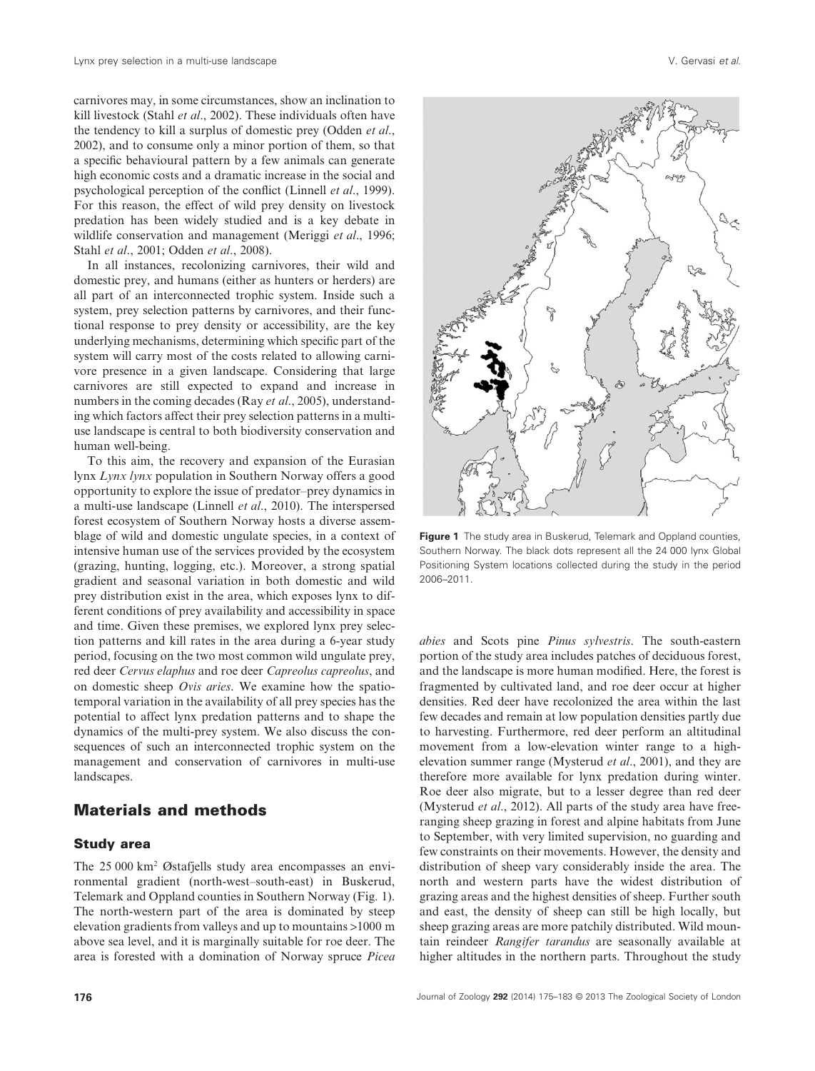carnivores may, in some circumstances, show an inclination to kill livestock (Stahl *et al*., 2002). These individuals often have the tendency to kill a surplus of domestic prey (Odden *et al*., 2002), and to consume only a minor portion of them, so that a specific behavioural pattern by a few animals can generate high economic costs and a dramatic increase in the social and psychological perception of the conflict (Linnell *et al*., 1999). For this reason, the effect of wild prey density on livestock predation has been widely studied and is a key debate in wildlife conservation and management (Meriggi *et al*., 1996; Stahl *et al*., 2001; Odden *et al*., 2008).

In all instances, recolonizing carnivores, their wild and domestic prey, and humans (either as hunters or herders) are all part of an interconnected trophic system. Inside such a system, prey selection patterns by carnivores, and their functional response to prey density or accessibility, are the key underlying mechanisms, determining which specific part of the system will carry most of the costs related to allowing carnivore presence in a given landscape. Considering that large carnivores are still expected to expand and increase in numbers in the coming decades (Ray *et al*., 2005), understanding which factors affect their prey selection patterns in a multi-use landscape is central to both biodiversity conservation and human well-being.

To this aim, the recovery and expansion of the Eurasian lynx *Lynx lynx* population in Southern Norway offers a good opportunity to explore the issue of predator–prey dynamics in a multi-use landscape (Linnell *et al*., 2010). The interspersed forest ecosystem of Southern Norway hosts a diverse assemblage of wild and domestic ungulate species, in a context of intensive human use of the services provided by the ecosystem (grazing, hunting, logging, etc.). Moreover, a strong spatial gradient and seasonal variation in both domestic and wild prey distribution exist in the area, which exposes lynx to different conditions of prey availability and accessibility in space and time. Given these premises, we explored lynx prey selection patterns and kill rates in the area during a 6-year study period, focusing on the two most common wild ungulate prey, red deer *Cervus elaphus* and roe deer *Capreolus capreolus*, and on domestic sheep *Ovis aries*. We examine how the spatio-temporal variation in the availability of all prey species has the potential to affect lynx predation patterns and to shape the dynamics of the multi-prey system. We also discuss the consequences of such an interconnected trophic system on the management and conservation of carnivores in multi-use landscapes.

## Materials and methods

### Study area

The 25 000 km² Østafjells study area encompasses an environmental gradient (north-west–south-east) in Buskerud, Telemark and Oppland counties in Southern Norway (Fig. 1). The north-western part of the area is dominated by steep elevation gradients from valleys and up to mountains >1000 m above sea level, and it is marginally suitable for roe deer. The area is forested with a domination of Norway spruce *Picea abies* and Scots pine *Pinus sylvestris*. The south-eastern portion of the study area includes patches of deciduous forest, and the landscape is more human modified. Here, the forest is fragmented by cultivated land, and roe deer occur at higher densities. Red deer have recolonized the area within the last few decades and remain at low population densities partly due to harvesting. Furthermore, red deer perform an altitudinal movement from a low-elevation winter range to a high-elevation summer range (Mysterud *et al*., 2001), and they are therefore more available for lynx predation during winter. Roe deer also migrate, but to a lesser degree than red deer (Mysterud *et al*., 2012). All parts of the study area have free-ranging sheep grazing in forest and alpine habitats from June to September, with very limited supervision, no guarding and few constraints on their movements. However, the density and distribution of sheep vary considerably inside the area. The north and western parts have the widest distribution of grazing areas and the highest densities of sheep. Further south and east, the density of sheep can still be high locally, but sheep grazing areas are more patchily distributed. Wild mountain reindeer *Rangifer tarandus* are seasonally available at higher altitudes in the northern parts. Throughout the study

**Figure 1** The study area in Buskerud, Telemark and Oppland counties, Southern Norway. The black dots represent all the 24 000 lynx Global Positioning System locations collected during the study in the period 2006–2011.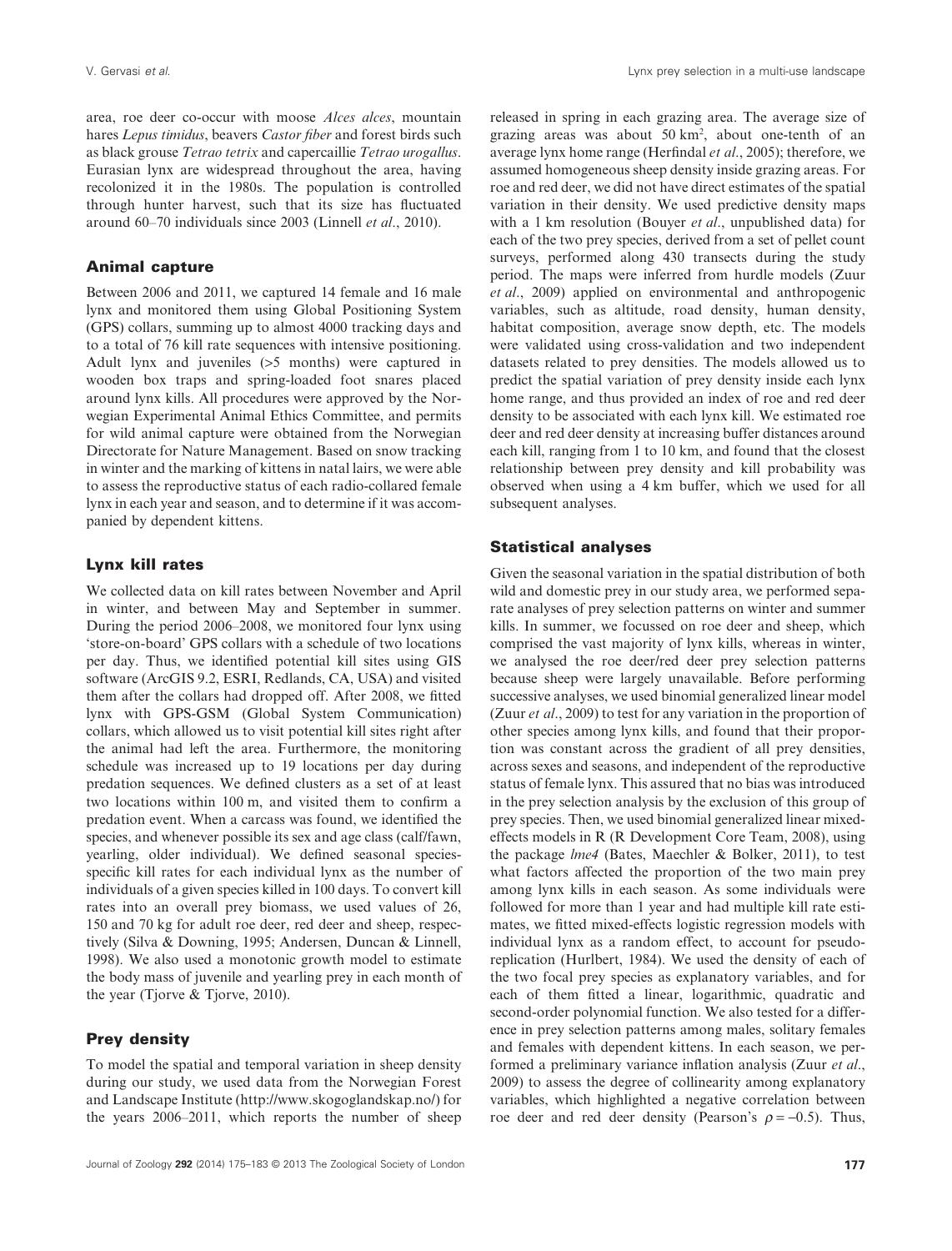area, roe deer co-occur with moose *Alces alces*, mountain hares *Lepus timidus*, beavers *Castor fiber* and forest birds such as black grouse *Tetrao tetrix* and capercaillie *Tetrao urogallus*. Eurasian lynx are widespread throughout the area, having recolonized it in the 1980s. The population is controlled through hunter harvest, such that its size has fluctuated around 60–70 individuals since 2003 (Linnell *et al*., 2010).

### Animal capture

Between 2006 and 2011, we captured 14 female and 16 male lynx and monitored them using Global Positioning System (GPS) collars, summing up to almost 4000 tracking days and to a total of 76 kill rate sequences with intensive positioning. Adult lynx and juveniles (>5 months) were captured in wooden box traps and spring-loaded foot snares placed around lynx kills. All procedures were approved by the Norwegian Experimental Animal Ethics Committee, and permits for wild animal capture were obtained from the Norwegian Directorate for Nature Management. Based on snow tracking in winter and the marking of kittens in natal lairs, we were able to assess the reproductive status of each radio-collared female lynx in each year and season, and to determine if it was accompanied by dependent kittens.

### Lynx kill rates

We collected data on kill rates between November and April in winter, and between May and September in summer. During the period 2006–2008, we monitored four lynx using 'store-on-board' GPS collars with a schedule of two locations per day. Thus, we identified potential lynx kill sites using GIS software (ArcGIS 9.2, ESRI, Redlands, CA, USA) and visited them after the collars had dropped off. After 2008, we fitted lynx with GPS-GSM (Global System Communication) collars, which allowed us to visit potential kill sites right after the animal had left the area. Furthermore, the monitoring schedule was increased up to 19 locations per day during predation sequences. We defined clusters as a set of at least two locations within 100 m, and visited them to confirm a predation event. When a carcass was found, we identified the species, and whenever possible its sex and age class (calf/fawn, yearling, older individual). We defined seasonal species-specific kill rates for each individual lynx as the number of individuals of a given species killed in 100 days. To convert kill rates into an overall prey biomass, we used values of 26, 150 and 70 kg for adult roe deer, red deer and sheep, respectively (Silva & Downing, 1995; Andersen, Duncan & Linnell, 1998). We also used a monotonic growth model to estimate the body mass of juvenile and yearling prey in each month of the year (Tjorve & Tjorve, 2010).

### Prey density

To model the spatial and temporal variation in sheep density during our study, we used data from the Norwegian Forest and Landscape Institute (http://www.skogoglandskap.no/) for the years 2006–2011, which reports the number of sheep released in spring in each grazing area. The average size of grazing areas was about 50 km$^2$, about one-tenth of an average lynx home range (Herfindal *et al*., 2005); therefore, we assumed homogeneous sheep density inside grazing areas. For roe and red deer, we did not have direct estimates of the spatial variation in their density. We used predictive density maps with a 1 km resolution (Bouyer *et al*., unpublished data) for each of the two prey species, derived from a set of pellet count surveys, performed along 430 transects during the study period. The maps were inferred from hurdle models (Zuur *et al*., 2009) applied on environmental and anthropogenic variables, such as altitude, road density, human density, habitat composition, average snow depth, etc. The models were validated using cross-validation and two independent datasets related to prey densities. The models allowed us to predict the spatial variation of prey density inside each lynx home range, and thus provided an index of roe and red deer density to be associated with each lynx kill. We estimated roe deer and red deer density at increasing buffer distances around each kill, ranging from 1 to 10 km, and found that the closest relationship between prey density and kill probability was observed when using a 4 km buffer, which we used for all subsequent analyses.

### Statistical analyses

Given the seasonal variation in the spatial distribution of both wild and domestic prey in our study area, we performed separate analyses of prey selection patterns on winter and summer kills. In summer, we focussed on roe deer and sheep, which comprised the vast majority of lynx kills, whereas in winter, we analysed the roe deer/red deer prey selection patterns because sheep were largely unavailable. Before performing successive analyses, we used binomial generalized linear model (Zuur *et al*., 2009) to test for any variation in the proportion of other species among lynx kills, and found that their proportion was constant across the gradient of all prey densities, across sexes and seasons, and independent of the reproductive status of female lynx. This assured that no bias was introduced in the prey selection analysis by the exclusion of this group of prey species. Then, we used binomial generalized linear mixed-effects models in R (R Development Core Team, 2008), using the package *lme4* (Bates, Maechler & Bolker, 2011), to test what factors affected the proportion of the two main prey among lynx kills in each season. As some individuals were followed for more than 1 year and had multiple kill rate estimates, we fitted mixed-effects logistic regression models with individual lynx as a random effect, to account for pseudo-replication (Hurlbert, 1984). We used the density of each of the two focal prey species as explanatory variables, and for each of them fitted a linear, logarithmic, quadratic and second-order polynomial function. We also tested for a difference in prey selection patterns among males, solitary females and females with dependent kittens. In each season, we performed a preliminary variance inflation analysis (Zuur *et al*., 2009) to assess the degree of collinearity among explanatory variables, which highlighted a negative correlation between roe deer and red deer density (Pearson's $\rho = -0.5$). Thus,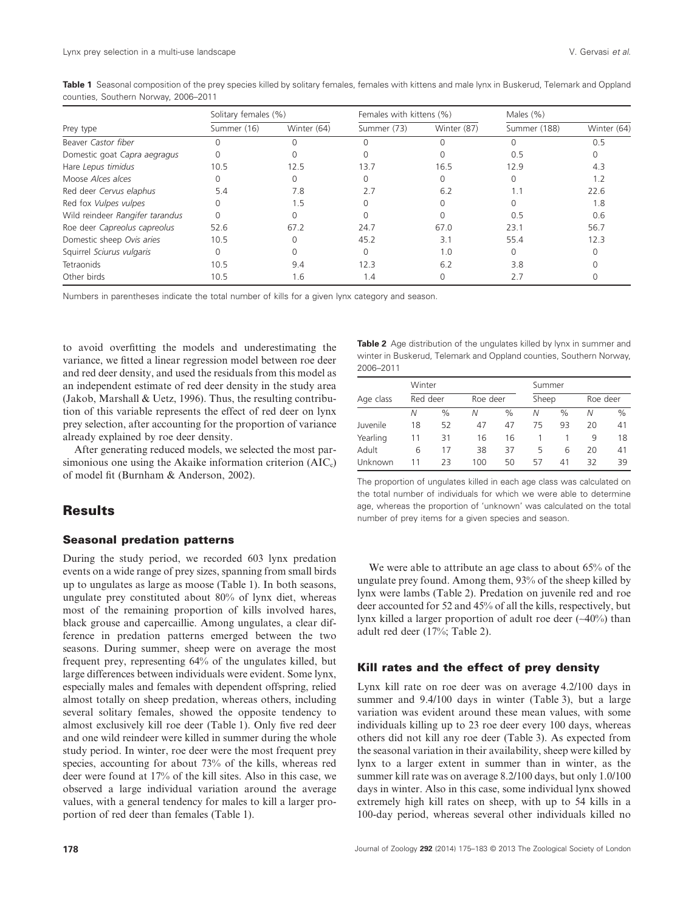**Table 1** Seasonal composition of the prey species killed by solitary females, females with kittens and male lynx in Buskerud, Telemark and Oppland counties, Southern Norway, 2006–2011

| Prey type | Solitary females (%) | | Females with kittens (%) | | Males (%) | |
|---|---|---|---|---|---|---|
| | Summer (16) | Winter (64) | Summer (73) | Winter (87) | Summer (188) | Winter (64) |
| Beaver *Castor fiber* | 0 | 0 | 0 | 0 | 0 | 0.5 |
| Domestic goat *Capra aegragus* | 0 | 0 | 0 | 0 | 0.5 | 0 |
| Hare *Lepus timidus* | 10.5 | 12.5 | 13.7 | 16.5 | 12.9 | 4.3 |
| Moose *Alces alces* | 0 | 0 | 0 | 0 | 0 | 1.2 |
| Red deer *Cervus elaphus* | 5.4 | 7.8 | 2.7 | 6.2 | 1.1 | 22.6 |
| Red fox *Vulpes vulpes* | 0 | 1.5 | 0 | 0 | 0 | 1.8 |
| Wild reindeer *Rangifer tarandus* | 0 | 0 | 0 | 0 | 0.5 | 0.6 |
| Roe deer *Capreolus capreolus* | 52.6 | 67.2 | 24.7 | 67.0 | 23.1 | 56.7 |
| Domestic sheep *Ovis aries* | 10.5 | 0 | 45.2 | 3.1 | 55.4 | 12.3 |
| Squirrel *Sciurus vulgaris* | 0 | 0 | 0 | 1.0 | 0 | 0 |
| Tetraonids | 10.5 | 9.4 | 12.3 | 6.2 | 3.8 | 0 |
| Other birds | 10.5 | 1.6 | 1.4 | 0 | 2.7 | 0 |

Numbers in parentheses indicate the total number of kills for a given lynx category and season.

to avoid overfitting the models and underestimating the variance, we fitted a linear regression model between roe deer and red deer density, and used the residuals from this model as an independent estimate of red deer density in the study area (Jakob, Marshall & Uetz, 1996). Thus, the resulting contribution of this variable represents the effect of red deer on lynx prey selection, after accounting for the proportion of variance already explained by roe deer density.

After generating reduced models, we selected the most parsimonious one using the Akaike information criterion ($AIC_c$) of model fit (Burnham & Anderson, 2002).

## Results

### Seasonal predation patterns

During the study period, we recorded 603 lynx predation events on a wide range of prey sizes, spanning from small birds up to ungulates as large as moose (Table 1). In both seasons, ungulate prey constituted about 80% of lynx diet, whereas most of the remaining proportion of kills involved hares, black grouse and capercaillie. Among ungulates, a clear difference in predation patterns emerged between the two seasons. During summer, sheep were on average the most frequent prey, representing 64% of the ungulates killed, but large differences between individuals were evident. Some lynx, especially males and females with dependent offspring, relied almost totally on sheep predation, whereas others, including several solitary females, showed the opposite tendency to almost exclusively kill roe deer (Table 1). Only five red deer and one wild reindeer were killed in summer during the whole study period. In winter, roe deer were the most frequent prey species, accounting for about 73% of the kills, whereas red deer were found at 17% of the kill sites. Also in this case, we observed a large individual variation around the average values, with a general tendency for males to kill a larger proportion of red deer than females (Table 1).

**Table 2** Age distribution of the ungulates killed by lynx in summer and winter in Buskerud, Telemark and Oppland counties, Southern Norway, 2006–2011

| Age class | Winter | | | | Summer | | | |
|---|---|---|---|---|---|---|---|---|
| | Red deer | | Roe deer | | Sheep | | Roe deer | |
| | *N* | % | *N* | % | *N* | % | *N* | % |
| Juvenile | 18 | 52 | 47 | 47 | 75 | 93 | 20 | 41 |
| Yearling | 11 | 31 | 16 | 16 | 1 | 1 | 9 | 18 |
| Adult | 6 | 17 | 38 | 37 | 5 | 6 | 20 | 41 |
| Unknown | 11 | 23 | 100 | 50 | 57 | 41 | 32 | 39 |

The proportion of ungulates killed in each age class was calculated on the total number of individuals for which we were able to determine age, whereas the proportion of 'unknown' was calculated on the total number of prey items for a given species and season.

We were able to attribute an age class to about 65% of the ungulate prey found. Among them, 93% of the sheep killed by lynx were lambs (Table 2). Predation on juvenile red and roe deer accounted for 52 and 45% of all the kills, respectively, but lynx killed a larger proportion of adult roe deer (~40%) than adult red deer (17%; Table 2).

### Kill rates and the effect of prey density

Lynx kill rate on roe deer was on average 4.2/100 days in summer and 9.4/100 days in winter (Table 3), but a large variation was evident around these mean values, with some individuals killing up to 23 roe deer every 100 days, whereas others did not kill any roe deer (Table 3). As expected from the seasonal variation in their availability, sheep were killed by lynx to a larger extent in summer than in winter, as the summer kill rate was on average 8.2/100 days, but only 1.0/100 days in winter. Also in this case, some individual lynx showed extremely high kill rates on sheep, with up to 54 kills in a 100-day period, whereas several other individuals killed no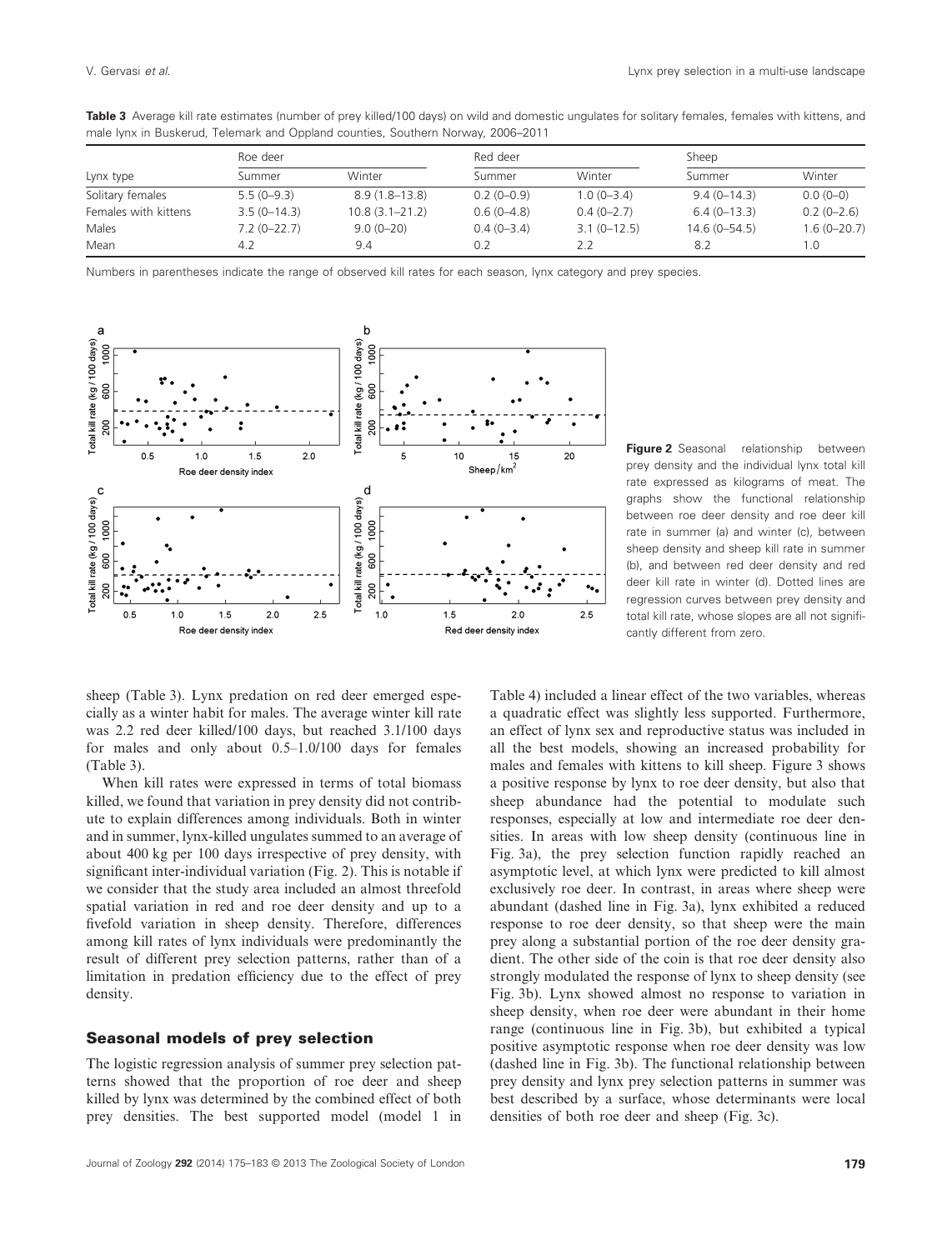**Table 3** Average kill rate estimates (number of prey killed/100 days) on wild and domestic ungulates for solitary females, females with kittens, and male lynx in Buskerud, Telemark and Oppland counties, Southern Norway, 2006–2011

| Lynx type | Roe deer | | Red deer | | Sheep | |
|---|---|---|---|---|---|---|
| | Summer | Winter | Summer | Winter | Summer | Winter |
| Solitary females | 5.5 (0–9.3) | 8.9 (1.8–13.8) | 0.2 (0–0.9) | 1.0 (0–3.4) | 9.4 (0–14.3) | 0.0 (0–0) |
| Females with kittens | 3.5 (0–14.3) | 10.8 (3.1–21.2) | 0.6 (0–4.8) | 0.4 (0–2.7) | 6.4 (0–13.3) | 0.2 (0–2.6) |
| Males | 7.2 (0–22.7) | 9.0 (0–20) | 0.4 (0–3.4) | 3.1 (0–12.5) | 14.6 (0–54.5) | 1.6 (0–20.7) |
| Mean | 4.2 | 9.4 | 0.2 | 2.2 | 8.2 | 1.0 |

Numbers in parentheses indicate the range of observed kill rates for each season, lynx category and prey species.

**Figure 2** Seasonal relationship between prey density and the individual lynx total kill rate expressed as kilograms of meat. The graphs show the functional relationship between roe deer density and roe deer kill rate in summer (a) and winter (c), between sheep density and sheep kill rate in summer (b), and between red deer density and red deer kill rate in winter (d). Dotted lines are regression curves between prey density and total kill rate, whose slopes are all not significantly different from zero.

sheep (Table 3). Lynx predation on red deer emerged especially as a winter habit for males. The average winter kill rate was 2.2 red deer killed/100 days, but reached 3.1/100 days for males and only about 0.5–1.0/100 days for females (Table 3).

When kill rates were expressed in terms of total biomass killed, we found that variation in prey density did not contribute to explain differences among individuals. Both in winter and in summer, lynx-killed ungulates summed to an average of about 400 kg per 100 days irrespective of prey density, with significant inter-individual variation (Fig. 2). This is notable if we consider that the study area included an almost threefold spatial variation in red and roe deer density and up to a fivefold variation in sheep density. Therefore, differences among kill rates of lynx individuals were predominantly the result of different prey selection patterns, rather than of a limitation in predation efficiency due to the effect of prey density.

## Seasonal models of prey selection

The logistic regression analysis of summer prey selection patterns showed that the proportion of roe deer and sheep killed by lynx was determined by the combined effect of both prey densities. The best supported model (model 1 in Table 4) included a linear effect of the two variables, whereas a quadratic effect was slightly less supported. Furthermore, an effect of lynx sex and reproductive status was included in all the best models, showing an increased probability for males and females with kittens to kill sheep. Figure 3 shows a positive response by lynx to roe deer density, but also that sheep abundance had the potential to modulate such responses, especially at low and intermediate roe deer densities. In areas with low sheep density (continuous line in Fig. 3a), the prey selection function rapidly reached an asymptotic level, at which lynx were predicted to kill almost exclusively roe deer. In contrast, in areas where sheep were abundant (dashed line in Fig. 3a), lynx exhibited a reduced response to roe deer density, so that sheep were the main prey along a substantial portion of the roe deer density gradient. The other side of the coin is that roe deer density also strongly modulated the response of lynx to sheep density (see Fig. 3b). Lynx showed almost no response to variation in sheep density, when roe deer were abundant in their home range (continuous line in Fig. 3b), but exhibited a typical positive asymptotic response when roe deer density was low (dashed line in Fig. 3b). The functional relationship between prey density and lynx prey selection patterns in summer was best described by a surface, whose determinants were local densities of both roe deer and sheep (Fig. 3c).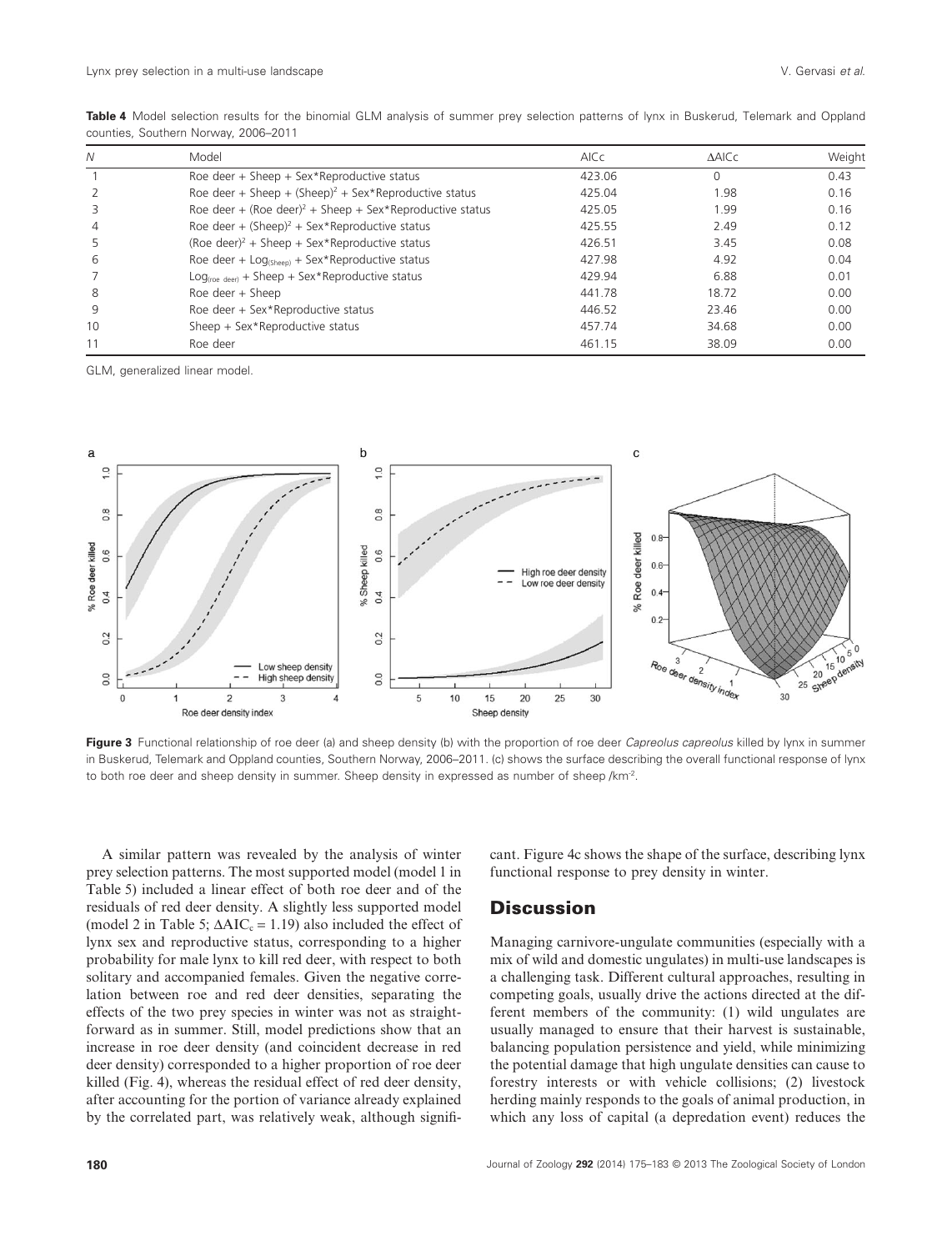**Table 4** Model selection results for the binomial GLM analysis of summer prey selection patterns of lynx in Buskerud, Telemark and Oppland counties, Southern Norway, 2006–2011

| *N* | Model | AICc | ΔAICc | Weight |
|---|---|---|---|---|
| 1 | Roe deer + Sheep + Sex*Reproductive status | 423.06 | 0 | 0.43 |
| 2 | Roe deer + Sheep + $(\text{Sheep})^2$ + Sex*Reproductive status | 425.04 | 1.98 | 0.16 |
| 3 | Roe deer + $(\text{Roe deer})^2$ + Sheep + Sex*Reproductive status | 425.05 | 1.99 | 0.16 |
| 4 | Roe deer + $(\text{Sheep})^2$ + Sex*Reproductive status | 425.55 | 2.49 | 0.12 |
| 5 | $(\text{Roe deer})^2$ + Sheep + Sex*Reproductive status | 426.51 | 3.45 | 0.08 |
| 6 | Roe deer + $\text{Log}_{(\text{Sheep})}$ + Sex*Reproductive status | 427.98 | 4.92 | 0.04 |
| 7 | $\text{Log}_{(\text{roe deer})}$ + Sheep + Sex*Reproductive status | 429.94 | 6.88 | 0.01 |
| 8 | Roe deer + Sheep | 441.78 | 18.72 | 0.00 |
| 9 | Roe deer + Sex*Reproductive status | 446.52 | 23.46 | 0.00 |
| 10 | Sheep + Sex*Reproductive status | 457.74 | 34.68 | 0.00 |
| 11 | Roe deer | 461.15 | 38.09 | 0.00 |

GLM, generalized linear model.

**Figure 3** Functional relationship of roe deer (a) and sheep density (b) with the proportion of roe deer *Capreolus capreolus* killed by lynx in summer in Buskerud, Telemark and Oppland counties, Southern Norway, 2006–2011. (c) shows the surface describing the overall functional response of lynx to both roe deer and sheep density in summer. Sheep density in expressed as number of sheep /km$^{-2}$.

A similar pattern was revealed by the analysis of winter prey selection patterns. The most supported model (model 1 in Table 5) included a linear effect of both roe deer and of the residuals of red deer density. A slightly less supported model (model 2 in Table 5; $\Delta AIC_c = 1.19$) also included the effect of lynx sex and reproductive status, corresponding to a higher probability for male lynx to kill red deer, with respect to both solitary and accompanied females. Given the negative correlation between roe and red deer densities, separating the effects of the two prey species in winter was not as straightforward as in summer. Still, model predictions show that an increase in roe deer density (and coincident decrease in red deer density) corresponded to a higher proportion of roe deer killed (Fig. 4), whereas the residual effect of red deer density, after accounting for the portion of variance already explained by the correlated part, was relatively weak, although significant. Figure 4c shows the shape of the surface, describing lynx functional response to prey density in winter.

## Discussion

Managing carnivore-ungulate communities (especially with a mix of wild and domestic ungulates) in multi-use landscapes is a challenging task. Different cultural approaches, resulting in competing goals, usually drive the actions directed at the different members of the community: (1) wild ungulates are usually managed to ensure that their harvest is sustainable, balancing population persistence and yield, while minimizing the potential damage that high ungulate densities can cause to forestry interests or with vehicle collisions; (2) livestock herding mainly responds to the goals of animal production, in which any loss of capital (a depredation event) reduces the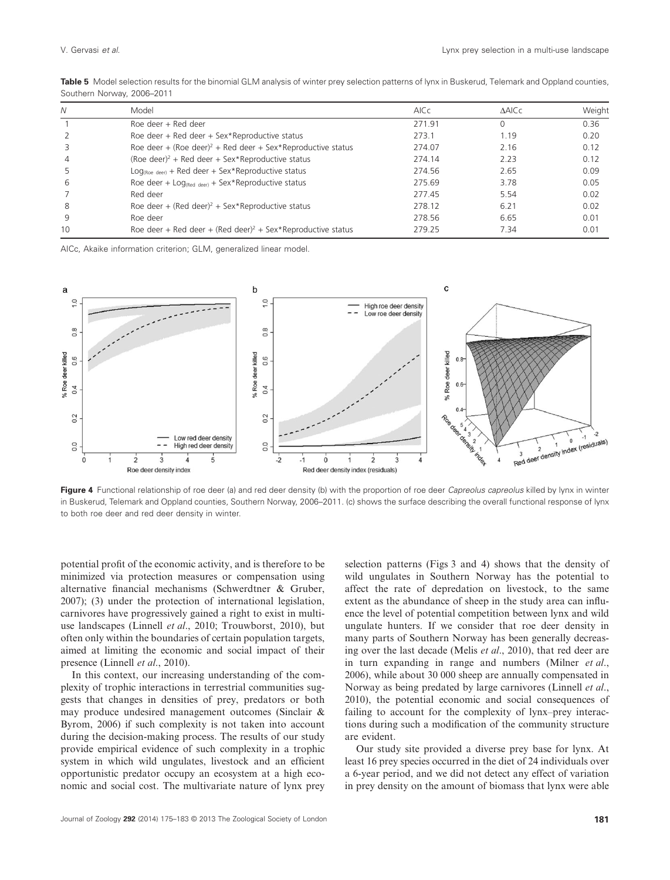**Table 5** Model selection results for the binomial GLM analysis of winter prey selection patterns of lynx in Buskerud, Telemark and Oppland counties, Southern Norway, 2006–2011

| N | Model | AICc | ΔAICc | Weight |
|---|---|---|---|---|
| 1 | Roe deer + Red deer | 271.91 | 0 | 0.36 |
| 2 | Roe deer + Red deer + Sex*Reproductive status | 273.1 | 1.19 | 0.20 |
| 3 | Roe deer + (Roe deer)$^2$ + Red deer + Sex*Reproductive status | 274.07 | 2.16 | 0.12 |
| 4 | (Roe deer)$^2$ + Red deer + Sex*Reproductive status | 274.14 | 2.23 | 0.12 |
| 5 | $\text{Log}_{(\text{Roe deer})}$ + Red deer + Sex*Reproductive status | 274.56 | 2.65 | 0.09 |
| 6 | Roe deer + $\text{Log}_{(\text{Red deer})}$ + Sex*Reproductive status | 275.69 | 3.78 | 0.05 |
| 7 | Red deer | 277.45 | 5.54 | 0.02 |
| 8 | Roe deer + (Red deer)$^2$ + Sex*Reproductive status | 278.12 | 6.21 | 0.02 |
| 9 | Roe deer | 278.56 | 6.65 | 0.01 |
| 10 | Roe deer + Red deer + (Red deer)$^2$ + Sex*Reproductive status | 279.25 | 7.34 | 0.01 |

AICc, Akaike information criterion; GLM, generalized linear model.

**Figure 4** Functional relationship of roe deer (a) and red deer density (b) with the proportion of roe deer *Capreolus capreolus* killed by lynx in winter in Buskerud, Telemark and Oppland counties, Southern Norway, 2006–2011. (c) shows the surface describing the overall functional response of lynx to both roe deer and red deer density in winter.

potential profit of the economic activity, and is therefore to be minimized via protection measures or compensation using alternative financial mechanisms (Schwerdtner & Gruber, 2007); (3) under the protection of international legislation, carnivores have progressively gained a right to exist in multi-use landscapes (Linnell *et al*., 2010; Trouwborst, 2010), but often only within the boundaries of certain population targets, aimed at limiting the economic and social impact of their presence (Linnell *et al*., 2010).

In this context, our increasing understanding of the complexity of trophic interactions in terrestrial communities suggests that changes in densities of prey, predators or both may produce undesired management outcomes (Sinclair & Byrom, 2006) if such complexity is not taken into account during the decision-making process. The results of our study provide empirical evidence of such complexity in a trophic system in which wild ungulates, livestock and an efficient opportunistic predator occupy an ecosystem at a high economic and social cost. The multivariate nature of lynx prey selection patterns (Figs 3 and 4) shows that the density of wild ungulates in Southern Norway has the potential to affect the rate of depredation on livestock, to the same extent as the abundance of sheep in the study area can influence the level of potential competition between lynx and wild ungulate hunters. If we consider that roe deer density in many parts of Southern Norway has been generally decreasing over the last decade (Melis *et al*., 2010), that red deer are in turn expanding in range and numbers (Milner *et al*., 2006), while about 30 000 sheep are annually compensated in Norway as being predated by large carnivores (Linnell *et al*., 2010), the potential economic and social consequences of failing to account for the complexity of lynx–prey interactions during such a modification of the community structure are evident.

Our study site provided a diverse prey base for lynx. At least 16 prey species occurred in the diet of 24 individuals over a 6-year period, and we did not detect any effect of variation in prey density on the amount of biomass that lynx were able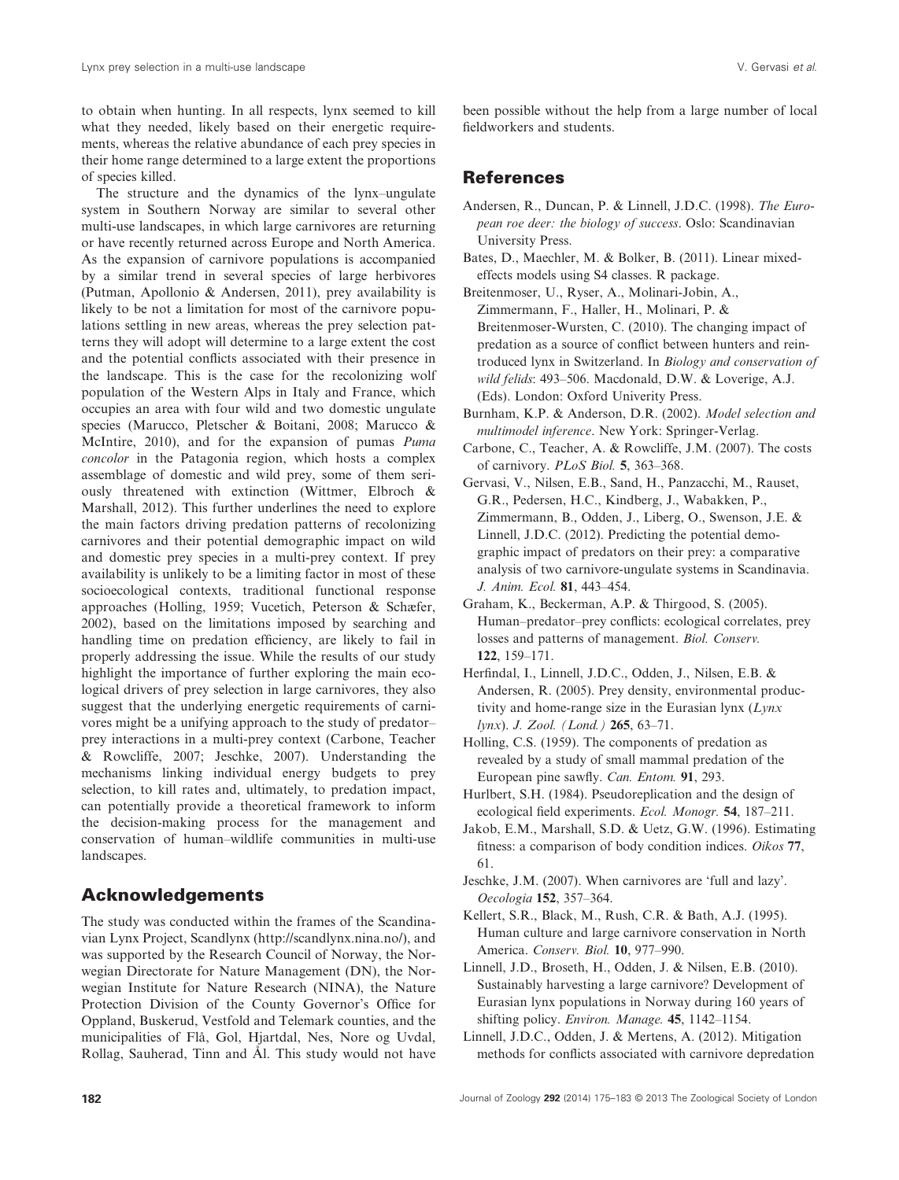to obtain when hunting. In all respects, lynx seemed to kill what they needed, likely based on their energetic requirements, whereas the relative abundance of each prey species in their home range determined to a large extent the proportions of species killed.

The structure and the dynamics of the lynx–ungulate system in Southern Norway are similar to several other multi-use landscapes, in which large carnivores are returning or have recently returned across Europe and North America. As the expansion of carnivore populations is accompanied by a similar trend in several species of large herbivores (Putman, Apollonio & Andersen, 2011), prey availability is likely to be not a limitation for most of the carnivore populations settling in new areas, whereas the prey selection patterns they will adopt will determine to a large extent the cost and the potential conflicts associated with their presence in the landscape. This is the case for the recolonizing wolf population of the Western Alps in Italy and France, which occupies an area with four wild and two domestic ungulate species (Marucco, Pletscher & Boitani, 2008; Marucco & McIntire, 2010), and for the expansion of pumas *Puma concolor* in the Patagonia region, which hosts a complex assemblage of domestic and wild prey, some of them seriously threatened with extinction (Wittmer, Elbroch & Marshall, 2012). This further underlines the need to explore the main factors driving predation patterns of recolonizing carnivores and their potential demographic impact on wild and domestic prey species in a multi-prey context. If prey availability is unlikely to be a limiting factor in most of these socioecological contexts, traditional functional response approaches (Holling, 1959; Vucetich, Peterson & Schæfer, 2002), based on the limitations imposed by searching and handling time on predation efficiency, are likely to fail in properly addressing the issue. While the results of our study highlight the importance of further exploring the main ecological drivers of prey selection in large carnivores, they also suggest that the underlying energetic requirements of carnivores might be a unifying approach to the study of predator–prey interactions in a multi-prey context (Carbone, Teacher & Rowcliffe, 2007; Jeschke, 2007). Understanding the mechanisms linking individual energy budgets to prey selection, to kill rates and, ultimately, to predation impact, can potentially provide a theoretical framework to inform the decision-making process for the management and conservation of human–wildlife communities in multi-use landscapes.

## Acknowledgements

The study was conducted within the frames of the Scandinavian Lynx Project, Scandlynx (http://scandlynx.nina.no/), and was supported by the Research Council of Norway, the Norwegian Directorate for Nature Management (DN), the Norwegian Institute for Nature Research (NINA), the Nature Protection Division of the County Governor's Office for Oppland, Buskerud, Vestfold and Telemark counties, and the municipalities of Flå, Gol, Hjartdal, Nes, Nore og Uvdal, Rollag, Sauherad, Tinn and Ål. This study would not have been possible without the help from a large number of local fieldworkers and students.

## References

Andersen, R., Duncan, P. & Linnell, J.D.C. (1998). *The European roe deer: the biology of success*. Oslo: Scandinavian University Press.

Bates, D., Maechler, M. & Bolker, B. (2011). Linear mixed-effects models using S4 classes. R package.

Breitenmoser, U., Ryser, A., Molinari-Jobin, A., Zimmermann, F., Haller, H., Molinari, P. & Breitenmoser-Wursten, C. (2010). The changing impact of predation as a source of conflict between hunters and reintroduced lynx in Switzerland. In *Biology and conservation of wild felids*: 493–506. Macdonald, D.W. & Loverige, A.J. (Eds). London: Oxford Univerity Press.

Burnham, K.P. & Anderson, D.R. (2002). *Model selection and multimodel inference*. New York: Springer-Verlag.

Carbone, C., Teacher, A. & Rowcliffe, J.M. (2007). The costs of carnivory. *PLoS Biol.* **5**, 363–368.

Gervasi, V., Nilsen, E.B., Sand, H., Panzacchi, M., Rauset, G.R., Pedersen, H.C., Kindberg, J., Wabakken, P., Zimmermann, B., Odden, J., Liberg, O., Swenson, J.E. & Linnell, J.D.C. (2012). Predicting the potential demographic impact of predators on their prey: a comparative analysis of two carnivore-ungulate systems in Scandinavia. *J. Anim. Ecol.* **81**, 443–454.

Graham, K., Beckerman, A.P. & Thirgood, S. (2005). Human–predator–prey conflicts: ecological correlates, prey losses and patterns of management. *Biol. Conserv.* **122**, 159–171.

Herfindal, I., Linnell, J.D.C., Odden, J., Nilsen, E.B. & Andersen, R. (2005). Prey density, environmental productivity and home-range size in the Eurasian lynx (*Lynx lynx*). *J. Zool. (Lond.)* **265**, 63–71.

Holling, C.S. (1959). The components of predation as revealed by a study of small mammal predation of the European pine sawfly. *Can. Entom.* **91**, 293.

Hurlbert, S.H. (1984). Pseudoreplication and the design of ecological field experiments. *Ecol. Monogr.* **54**, 187–211.

Jakob, E.M., Marshall, S.D. & Uetz, G.W. (1996). Estimating fitness: a comparison of body condition indices. *Oikos* **77**, 61.

Jeschke, J.M. (2007). When carnivores are 'full and lazy'. *Oecologia* **152**, 357–364.

Kellert, S.R., Black, M., Rush, C.R. & Bath, A.J. (1995). Human culture and large carnivore conservation in North America. *Conserv. Biol.* **10**, 977–990.

Linnell, J.D., Broseth, H., Odden, J. & Nilsen, E.B. (2010). Sustainably harvesting a large carnivore? Development of Eurasian lynx populations in Norway during 160 years of shifting policy. *Environ. Manage.* **45**, 1142–1154.

Linnell, J.D.C., Odden, J. & Mertens, A. (2012). Mitigation methods for conflicts associated with carnivore depredation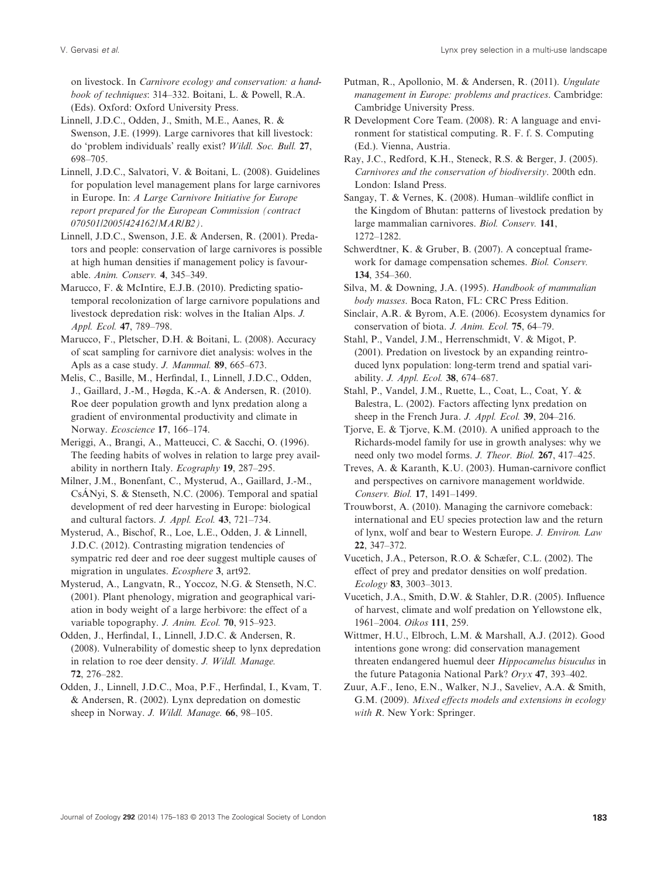on livestock. In *Carnivore ecology and conservation: a handbook of techniques*: 314–332. Boitani, L. & Powell, R.A. (Eds). Oxford: Oxford University Press.

Linnell, J.D.C., Odden, J., Smith, M.E., Aanes, R. & Swenson, J.E. (1999). Large carnivores that kill livestock: do 'problem individuals' really exist? *Wildl. Soc. Bull.* **27**, 698–705.

Linnell, J.D.C., Salvatori, V. & Boitani, L. (2008). Guidelines for population level management plans for large carnivores in Europe. In: *A Large Carnivore Initiative for Europe report prepared for the European Commission (contract 070501/2005/424162/MAR/B2)*.

Linnell, J.D.C., Swenson, J.E. & Andersen, R. (2001). Predators and people: conservation of large carnivores is possible at high human densities if management policy is favourable. *Anim. Conserv.* **4**, 345–349.

Marucco, F. & McIntire, E.J.B. (2010). Predicting spatio-temporal recolonization of large carnivore populations and livestock depredation risk: wolves in the Italian Alps. *J. Appl. Ecol.* **47**, 789–798.

Marucco, F., Pletscher, D.H. & Boitani, L. (2008). Accuracy of scat sampling for carnivore diet analysis: wolves in the Apls as a case study. *J. Mammal.* **89**, 665–673.

Melis, C., Basille, M., Herfindal, I., Linnell, J.D.C., Odden, J., Gaillard, J.-M., Høgda, K.-A. & Andersen, R. (2010). Roe deer population growth and lynx predation along a gradient of environmental productivity and climate in Norway. *Ecoscience* **17**, 166–174.

Meriggi, A., Brangi, A., Matteucci, C. & Sacchi, O. (1996). The feeding habits of wolves in relation to large prey availability in northern Italy. *Ecography* **19**, 287–295.

Milner, J.M., Bonenfant, C., Mysterud, A., Gaillard, J.-M., CsÁNyi, S. & Stenseth, N.C. (2006). Temporal and spatial development of red deer harvesting in Europe: biological and cultural factors. *J. Appl. Ecol.* **43**, 721–734.

Mysterud, A., Bischof, R., Loe, L.E., Odden, J. & Linnell, J.D.C. (2012). Contrasting migration tendencies of sympatric red deer and roe deer suggest multiple causes of migration in ungulates. *Ecosphere* **3**, art92.

Mysterud, A., Langvatn, R., Yoccoz, N.G. & Stenseth, N.C. (2001). Plant phenology, migration and geographical variation in body weight of a large herbivore: the effect of a variable topography. *J. Anim. Ecol.* **70**, 915–923.

Odden, J., Herfindal, I., Linnell, J.D.C. & Andersen, R. (2008). Vulnerability of domestic sheep to lynx depredation in relation to roe deer density. *J. Wildl. Manage.* **72**, 276–282.

Odden, J., Linnell, J.D.C., Moa, P.F., Herfindal, I., Kvam, T. & Andersen, R. (2002). Lynx depredation on domestic sheep in Norway. *J. Wildl. Manage.* **66**, 98–105.

Putman, R., Apollonio, M. & Andersen, R. (2011). *Ungulate management in Europe: problems and practices*. Cambridge: Cambridge University Press.

R Development Core Team. (2008). R: A language and environment for statistical computing. R. F. f. S. Computing (Ed.). Vienna, Austria.

Ray, J.C., Redford, K.H., Steneck, R.S. & Berger, J. (2005). *Carnivores and the conservation of biodiversity*. 200th edn. London: Island Press.

Sangay, T. & Vernes, K. (2008). Human–wildlife conflict in the Kingdom of Bhutan: patterns of livestock predation by large mammalian carnivores. *Biol. Conserv.* **141**, 1272–1282.

Schwerdtner, K. & Gruber, B. (2007). A conceptual framework for damage compensation schemes. *Biol. Conserv.* **134**, 354–360.

Silva, M. & Downing, J.A. (1995). *Handbook of mammalian body masses*. Boca Raton, FL: CRC Press Edition.

Sinclair, A.R. & Byrom, A.E. (2006). Ecosystem dynamics for conservation of biota. *J. Anim. Ecol.* **75**, 64–79.

Stahl, P., Vandel, J.M., Herrenschmidt, V. & Migot, P. (2001). Predation on livestock by an expanding reintroduced lynx population: long-term trend and spatial variability. *J. Appl. Ecol.* **38**, 674–687.

Stahl, P., Vandel, J.M., Ruette, L., Coat, L., Coat, Y. & Balestra, L. (2002). Factors affecting lynx predation on sheep in the French Jura. *J. Appl. Ecol.* **39**, 204–216.

Tjorve, E. & Tjorve, K.M. (2010). A unified approach to the Richards-model family for use in growth analyses: why we need only two model forms. *J. Theor. Biol.* **267**, 417–425.

Treves, A. & Karanth, K.U. (2003). Human-carnivore conflict and perspectives on carnivore management worldwide. *Conserv. Biol.* **17**, 1491–1499.

Trouwborst, A. (2010). Managing the carnivore comeback: international and EU species protection law and the return of lynx, wolf and bear to Western Europe. *J. Environ. Law* **22**, 347–372.

Vucetich, J.A., Peterson, R.O. & Schæfer, C.L. (2002). The effect of prey and predator densities on wolf predation. *Ecology* **83**, 3003–3013.

Vucetich, J.A., Smith, D.W. & Stahler, D.R. (2005). Influence of harvest, climate and wolf predation on Yellowstone elk, 1961–2004. *Oikos* **111**, 259.

Wittmer, H.U., Elbroch, L.M. & Marshall, A.J. (2012). Good intentions gone wrong: did conservation management threaten endangered huemul deer *Hippocamelus bisuculus* in the future Patagonia National Park? *Oryx* **47**, 393–402.

Zuur, A.F., Ieno, E.N., Walker, N.J., Saveliev, A.A. & Smith, G.M. (2009). *Mixed effects models and extensions in ecology with R*. New York: Springer.